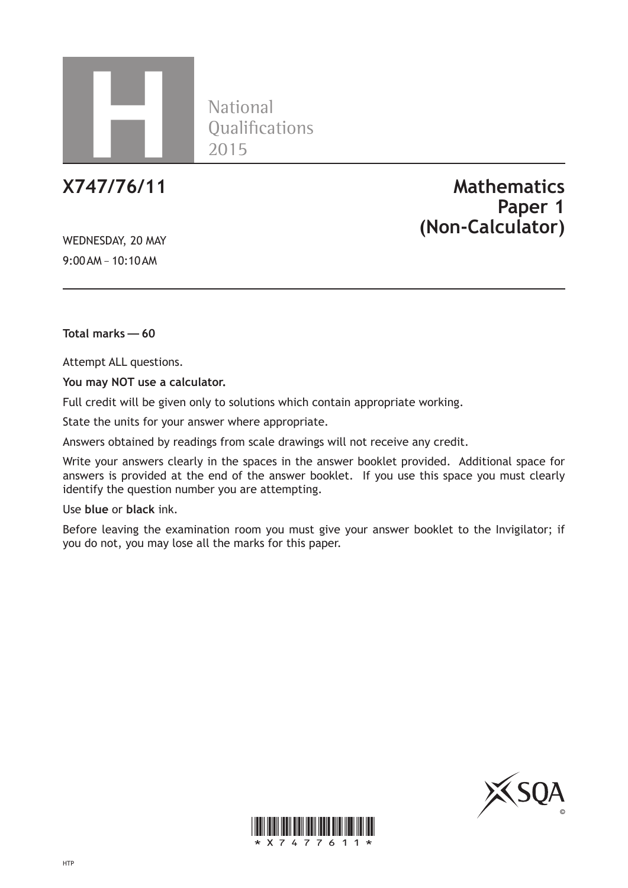H

National Qualifications 2015

# X747/76/11

# Mathematics Paper 1 (Non-Calculator)

WEDNESDAY, 20 MAY

9:00 AM – 10:10 AM

**Total marks — 60**

Attempt ALL questions.

**You may NOT use a calculator.**

Full credit will be given only to solutions which contain appropriate working.

State the units for your answer where appropriate.

Answers obtained by readings from scale drawings will not receive any credit.

Write your answers clearly in the spaces in the answer booklet provided. Additional space for answers is provided at the end of the answer booklet. If you use this space you must clearly identify the question number you are attempting.

Use **blue** or **black** ink.

Before leaving the examination room you must give your answer booklet to the Invigilator; if you do not, you may lose all the marks for this paper.

\*X747761 1\*

HTP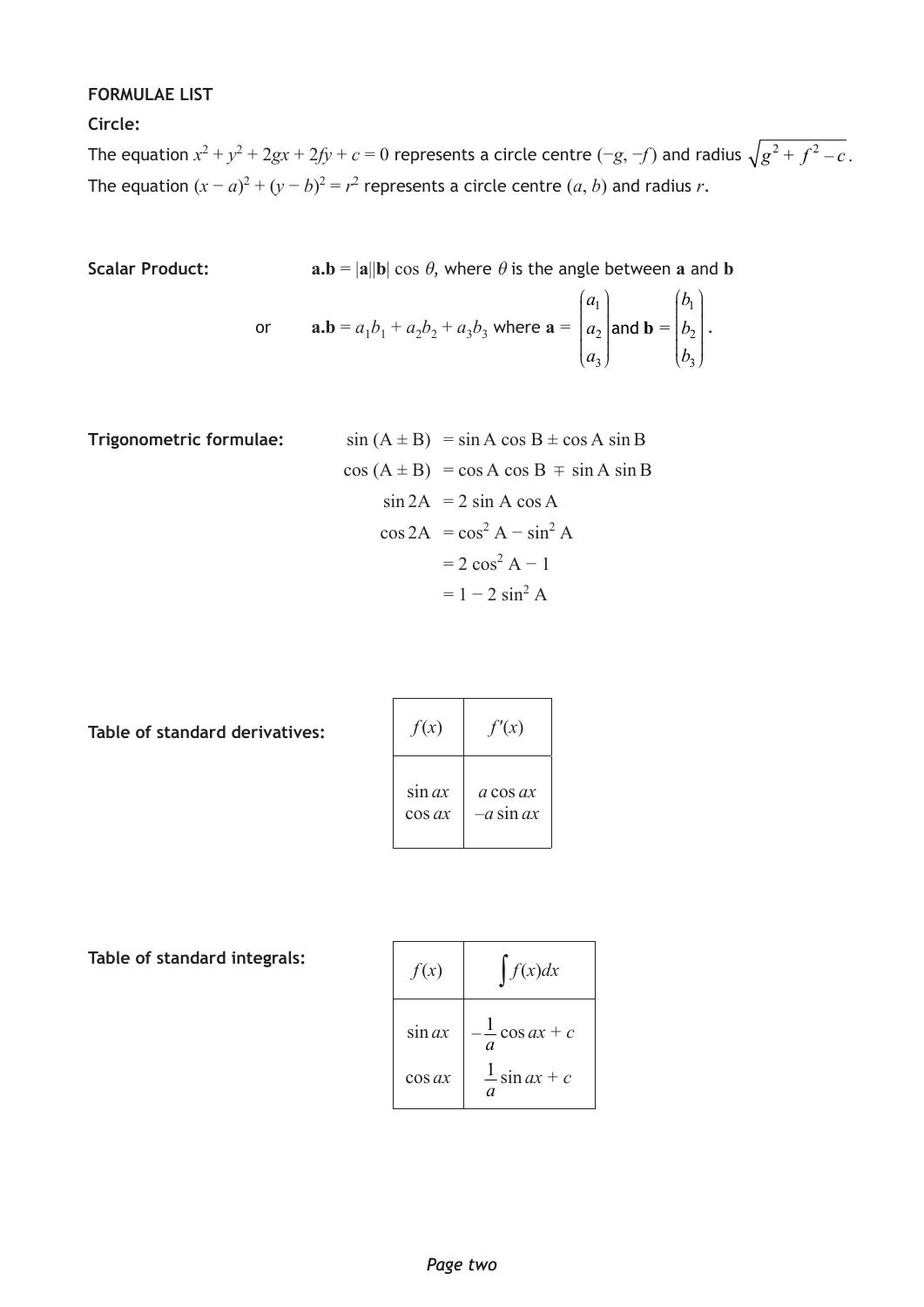**FORMULAE LIST**

**Circle:**

The equation $x^2 + y^2 + 2gx + 2fy + c = 0$ represents a circle centre $(-g, -f)$ and radius $\sqrt{g^2 + f^2 - c}$.

The equation $(x - a)^2 + (y - b)^2 = r^2$ represents a circle centre $(a, b)$ and radius $r$.

**Scalar Product:** $\mathbf{a.b} = |\mathbf{a}||\mathbf{b}| \cos \theta$, where $\theta$ is the angle between $\mathbf{a}$ and $\mathbf{b}$

or $\mathbf{a.b} = a_1b_1 + a_2b_2 + a_3b_3$ where $\mathbf{a} = \begin{pmatrix} a_1 \\ a_2 \\ a_3 \end{pmatrix}$ and $\mathbf{b} = \begin{pmatrix} b_1 \\ b_2 \\ b_3 \end{pmatrix}$.

**Trigonometric formulae:**

$$\sin (A \pm B) = \sin A \cos B \pm \cos A \sin B$$

$$\cos (A \pm B) = \cos A \cos B \mp \sin A \sin B$$

$$\sin 2A = 2 \sin A \cos A$$

$$\begin{aligned} \cos 2A &= \cos^2 A - \sin^2 A \\ &= 2 \cos^2 A - 1 \\ &= 1 - 2 \sin^2 A \end{aligned}$$

**Table of standard derivatives:**

| $f(x)$ | $f'(x)$ |
|---|---|
| $\sin ax$ | $a \cos ax$ |
| $\cos ax$ | $-a \sin ax$ |

**Table of standard integrals:**

| $f(x)$ | $\int f(x)dx$ |
|---|---|
| $\sin ax$ | $-\frac{1}{a} \cos ax + c$ |
| $\cos ax$ | $\frac{1}{a} \sin ax + c$ |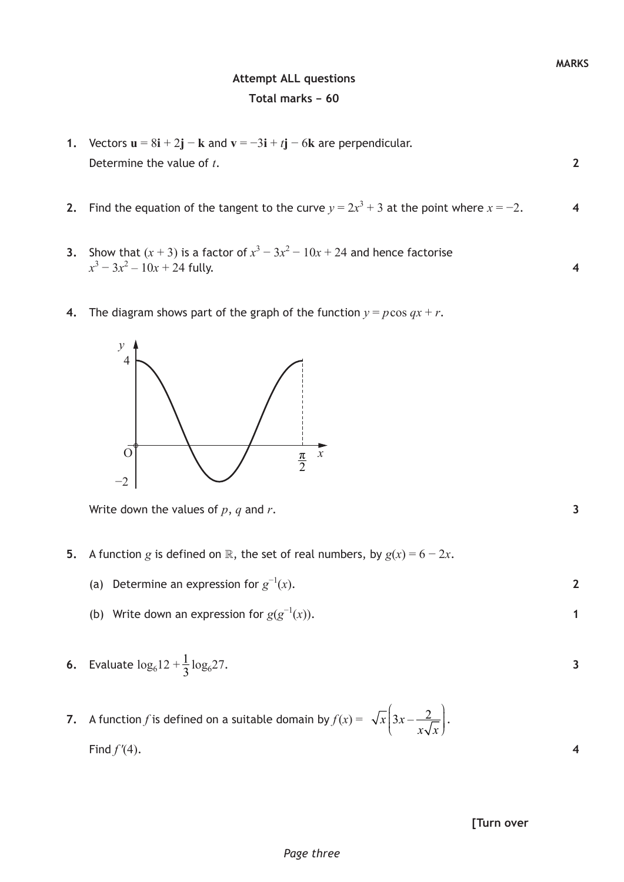MARKS

**Attempt ALL questions**

**Total marks − 60**

1. Vectors $\mathbf{u} = 8\mathbf{i} + 2\mathbf{j} - \mathbf{k}$ and $\mathbf{v} = -3\mathbf{i} + t\mathbf{j} - 6\mathbf{k}$ are perpendicular.
   Determine the value of $t$. **2**

2. Find the equation of the tangent to the curve $y = 2x^3 + 3$ at the point where $x = -2$. **4**

3. Show that $(x + 3)$ is a factor of $x^3 - 3x^2 - 10x + 24$ and hence factorise $x^3 - 3x^2 - 10x + 24$ fully. **4**

4. The diagram shows part of the graph of the function $y = p\cos qx + r$.

   Write down the values of $p$, $q$ and $r$. **3**

5. A function $g$ is defined on $\mathbb{R}$, the set of real numbers, by $g(x) = 6 - 2x$.

   (a) Determine an expression for $g^{-1}(x)$. **2**

   (b) Write down an expression for $g(g^{-1}(x))$. **1**

6. Evaluate $\log_6 12 + \frac{1}{3}\log_6 27$. **3**

7. A function $f$ is defined on a suitable domain by $f(x) = \sqrt{x}\left(3x - \dfrac{2}{x\sqrt{x}}\right)$.

   Find $f'(4)$. **4**

**[Turn over**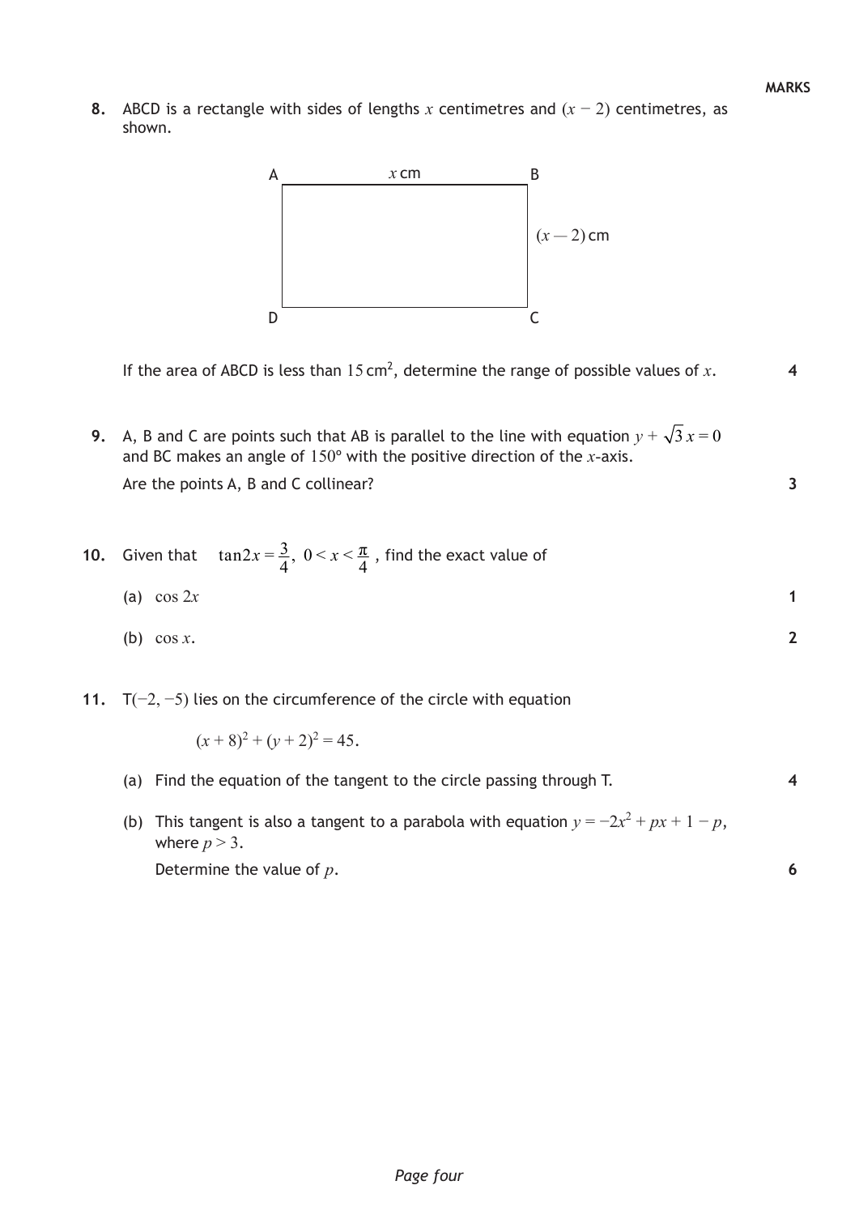**MARKS**

**8.** ABCD is a rectangle with sides of lengths $x$ centimetres and $(x - 2)$ centimetres, as shown.

A $x$ cm B

$(x - 2)$ cm

D C

If the area of ABCD is less than $15\text{ cm}^2$, determine the range of possible values of $x$. **4**

**9.** A, B and C are points such that AB is parallel to the line with equation $y + \sqrt{3}x = 0$ and BC makes an angle of $150°$ with the positive direction of the $x$-axis.

Are the points A, B and C collinear? **3**

**10.** Given that $\tan 2x = \frac{3}{4}$, $0 < x < \frac{\pi}{4}$, find the exact value of

(a) $\cos 2x$ **1**

(b) $\cos x$. **2**

**11.** T$(-2, -5)$ lies on the circumference of the circle with equation

$$(x + 8)^2 + (y + 2)^2 = 45.$$

(a) Find the equation of the tangent to the circle passing through T. **4**

(b) This tangent is also a tangent to a parabola with equation $y = -2x^2 + px + 1 - p$, where $p > 3$.

Determine the value of $p$. **6**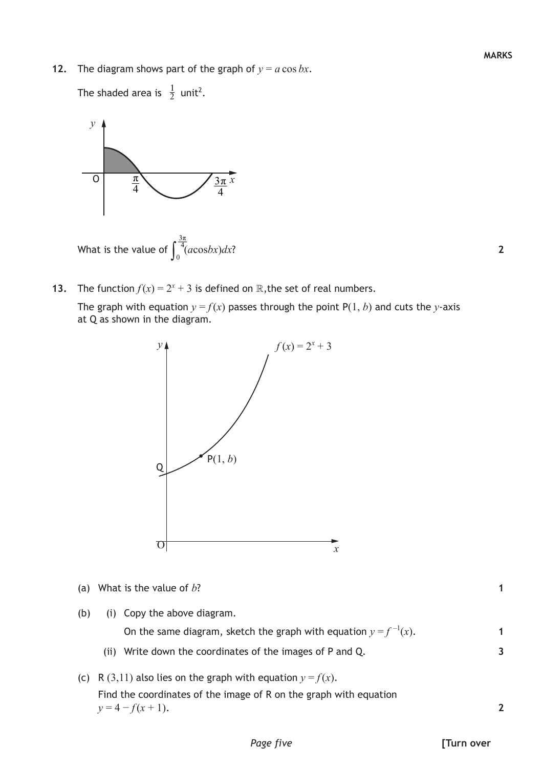**MARKS**

**12.** The diagram shows part of the graph of $y = a\cos bx$.

The shaded area is $\frac{1}{2}$ unit$^2$.

What is the value of $\int_0^{\frac{3\pi}{4}} (a\cos bx)\,dx$? **2**

**13.** The function $f(x) = 2^x + 3$ is defined on $\mathbb{R}$, the set of real numbers.

The graph with equation $y = f(x)$ passes through the point P$(1, b)$ and cuts the $y$-axis at Q as shown in the diagram.

(a) What is the value of $b$? **1**

(b) (i) Copy the above diagram.

On the same diagram, sketch the graph with equation $y = f^{-1}(x)$. **1**

(ii) Write down the coordinates of the images of P and Q. **3**

(c) R $(3,11)$ also lies on the graph with equation $y = f(x)$.

Find the coordinates of the image of R on the graph with equation $y = 4 - f(x+1)$. **2**

**[Turn over**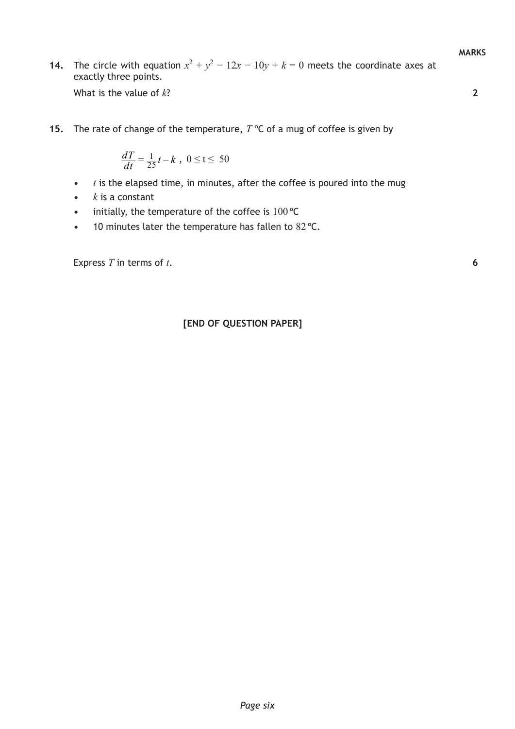**MARKS**

**14.** The circle with equation $x^2 + y^2 - 12x - 10y + k = 0$ meets the coordinate axes at exactly three points.

What is the value of $k$? **2**

**15.** The rate of change of the temperature, $T$ °C of a mug of coffee is given by

$$\frac{dT}{dt} = \frac{1}{25}t - k \ , \ 0 \leq t \leq 50$$

- $t$ is the elapsed time, in minutes, after the coffee is poured into the mug
- $k$ is a constant
- initially, the temperature of the coffee is $100$ °C
- 10 minutes later the temperature has fallen to $82$ °C.

Express $T$ in terms of $t$. **6**

**[END OF QUESTION PAPER]**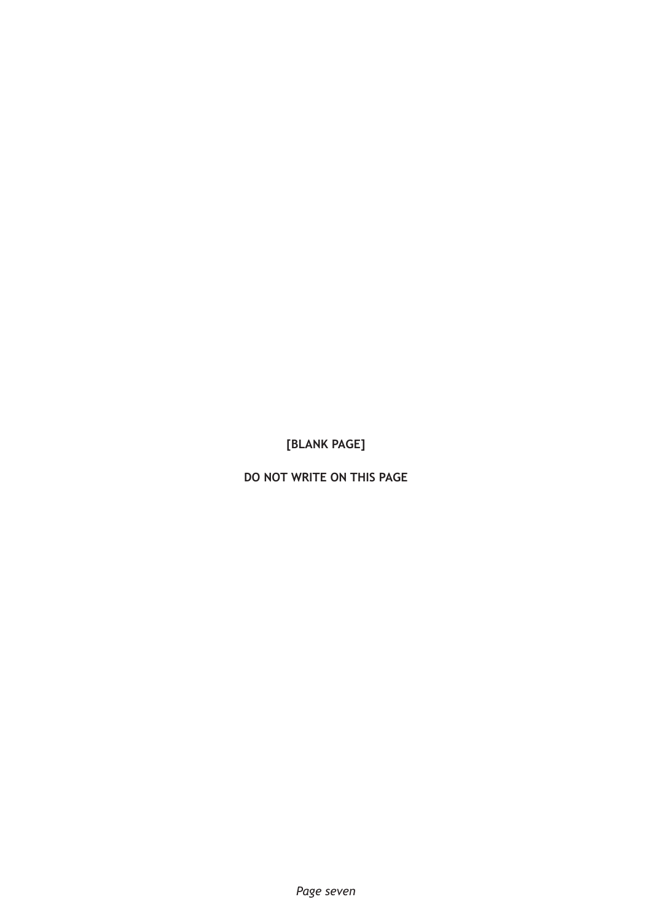**[BLANK PAGE]**

**DO NOT WRITE ON THIS PAGE**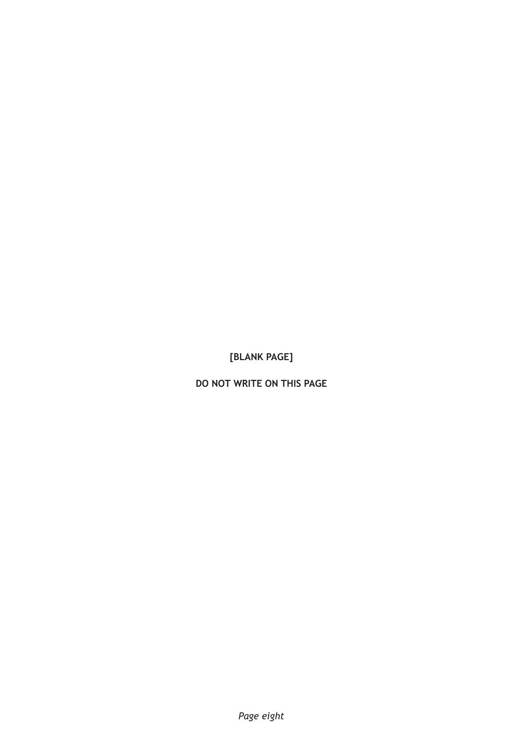[BLANK PAGE]

DO NOT WRITE ON THIS PAGE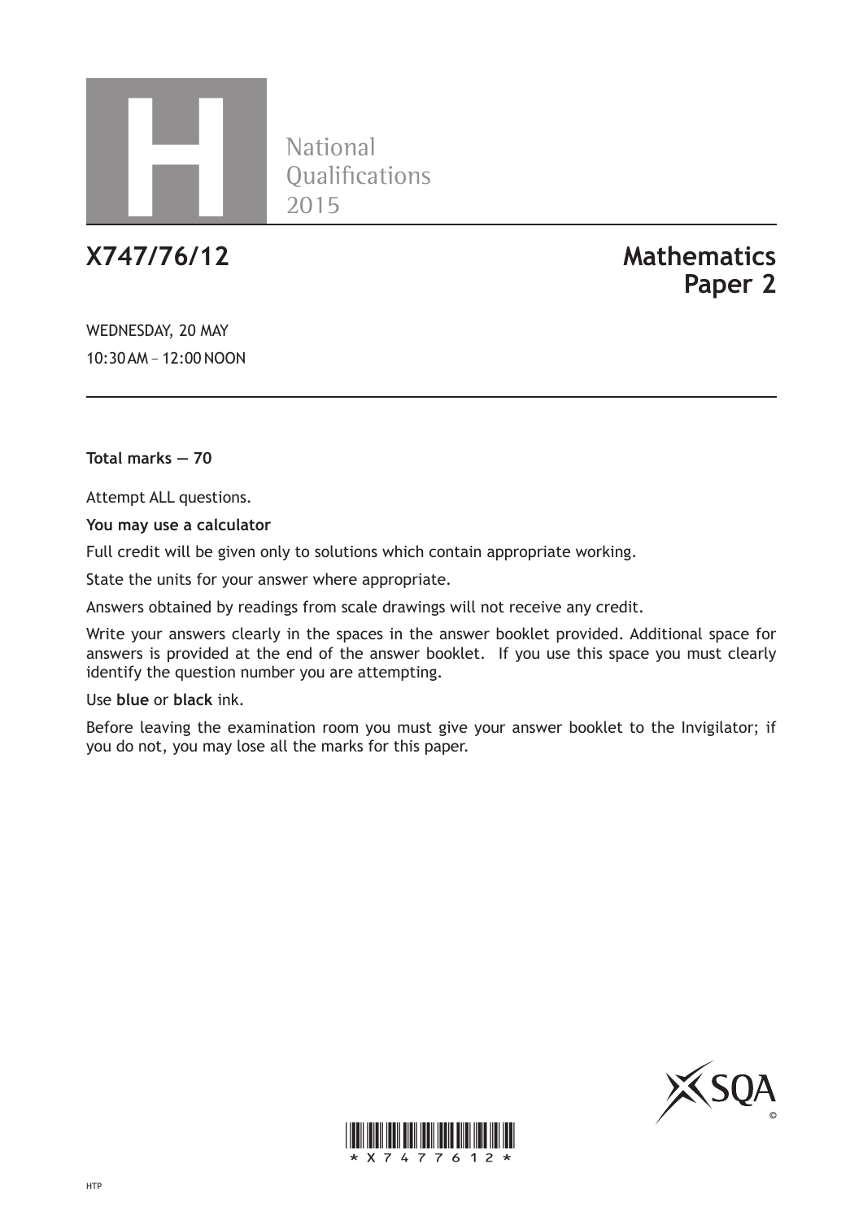# H

National Qualifications 2015

## X747/76/12

## Mathematics Paper 2

WEDNESDAY, 20 MAY

10:30 AM – 12:00 NOON

**Total marks — 70**

Attempt ALL questions.

**You may use a calculator**

Full credit will be given only to solutions which contain appropriate working.

State the units for your answer where appropriate.

Answers obtained by readings from scale drawings will not receive any credit.

Write your answers clearly in the spaces in the answer booklet provided. Additional space for answers is provided at the end of the answer booklet. If you use this space you must clearly identify the question number you are attempting.

Use **blue** or **black** ink.

Before leaving the examination room you must give your answer booklet to the Invigilator; if you do not, you may lose all the marks for this paper.

\*X747761 2\*

HTP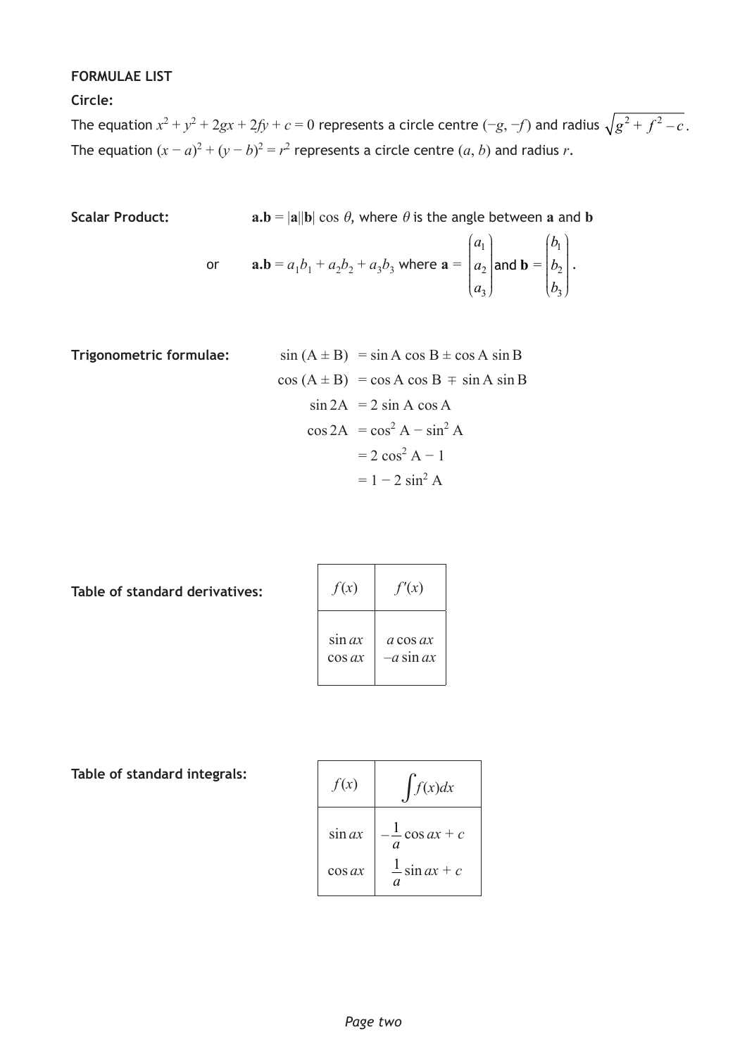**FORMULAE LIST**

**Circle:**

The equation $x^2 + y^2 + 2gx + 2fy + c = 0$ represents a circle centre $(-g, -f)$ and radius $\sqrt{g^2 + f^2 - c}$.

The equation $(x - a)^2 + (y - b)^2 = r^2$ represents a circle centre $(a, b)$ and radius $r$.

**Scalar Product:** $\mathbf{a.b} = |\mathbf{a}||\mathbf{b}| \cos \theta$, where $\theta$ is the angle between $\mathbf{a}$ and $\mathbf{b}$

or $\mathbf{a.b} = a_1b_1 + a_2b_2 + a_3b_3$ where $\mathbf{a} = \begin{pmatrix} a_1 \\ a_2 \\ a_3 \end{pmatrix}$ and $\mathbf{b} = \begin{pmatrix} b_1 \\ b_2 \\ b_3 \end{pmatrix}$.

**Trigonometric formulae:**

$$\sin(A \pm B) = \sin A \cos B \pm \cos A \sin B$$

$$\cos(A \pm B) = \cos A \cos B \mp \sin A \sin B$$

$$\sin 2A = 2 \sin A \cos A$$

$$\begin{aligned} \cos 2A &= \cos^2 A - \sin^2 A \\ &= 2\cos^2 A - 1 \\ &= 1 - 2\sin^2 A \end{aligned}$$

**Table of standard derivatives:**

| $f(x)$ | $f'(x)$ |
|---|---|
| $\sin ax$ | $a \cos ax$ |
| $\cos ax$ | $-a \sin ax$ |

**Table of standard integrals:**

| $f(x)$ | $\int f(x)dx$ |
|---|---|
| $\sin ax$ | $-\frac{1}{a}\cos ax + c$ |
| $\cos ax$ | $\frac{1}{a}\sin ax + c$ |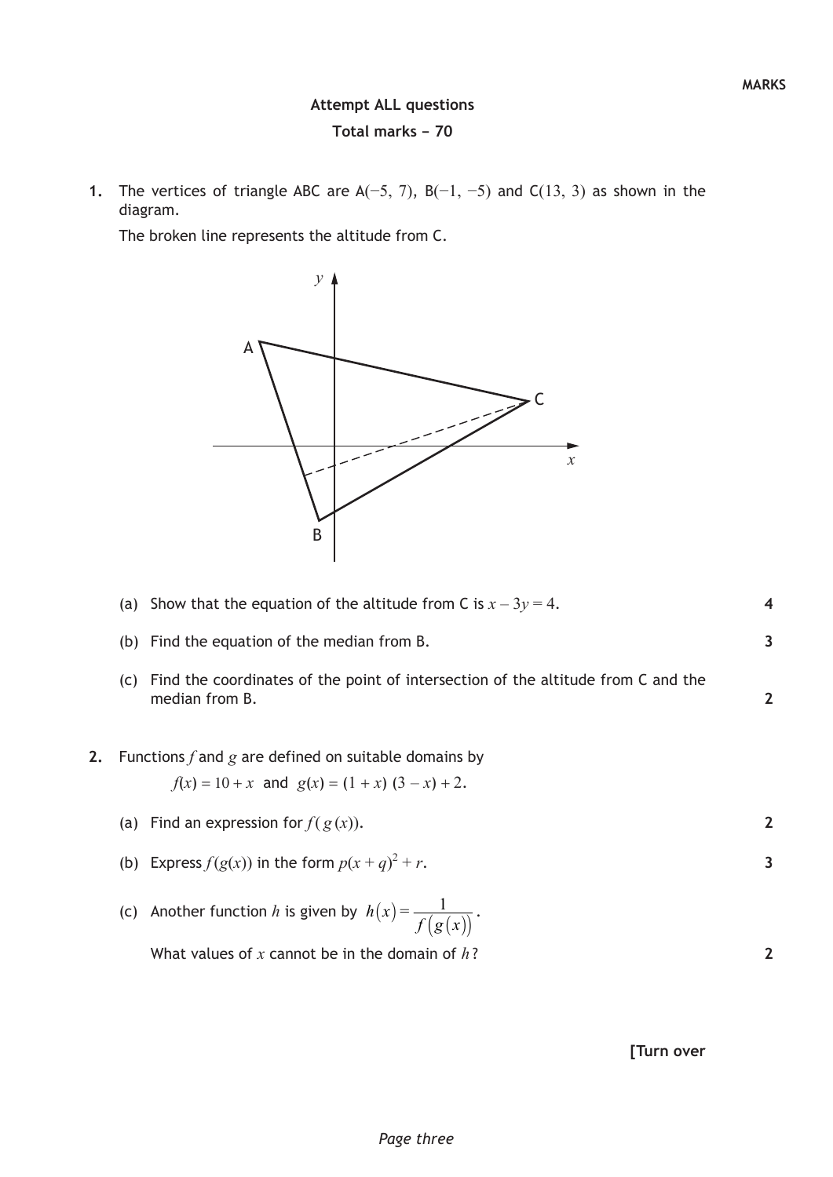**MARKS**

**Attempt ALL questions**

**Total marks − 70**

1. The vertices of triangle ABC are A$(-5, 7)$, B$(-1, -5)$ and C$(13, 3)$ as shown in the diagram.

   The broken line represents the altitude from C.

   (a) Show that the equation of the altitude from C is $x - 3y = 4$. **4**

   (b) Find the equation of the median from B. **3**

   (c) Find the coordinates of the point of intersection of the altitude from C and the median from B. **2**

2. Functions $f$ and $g$ are defined on suitable domains by

   $f(x) = 10 + x$ and $g(x) = (1 + x)(3 - x) + 2$.

   (a) Find an expression for $f(g(x))$. **2**

   (b) Express $f(g(x))$ in the form $p(x + q)^2 + r$. **3**

   (c) Another function $h$ is given by $h(x) = \dfrac{1}{f(g(x))}$.

   What values of $x$ cannot be in the domain of $h$? **2**

**[Turn over**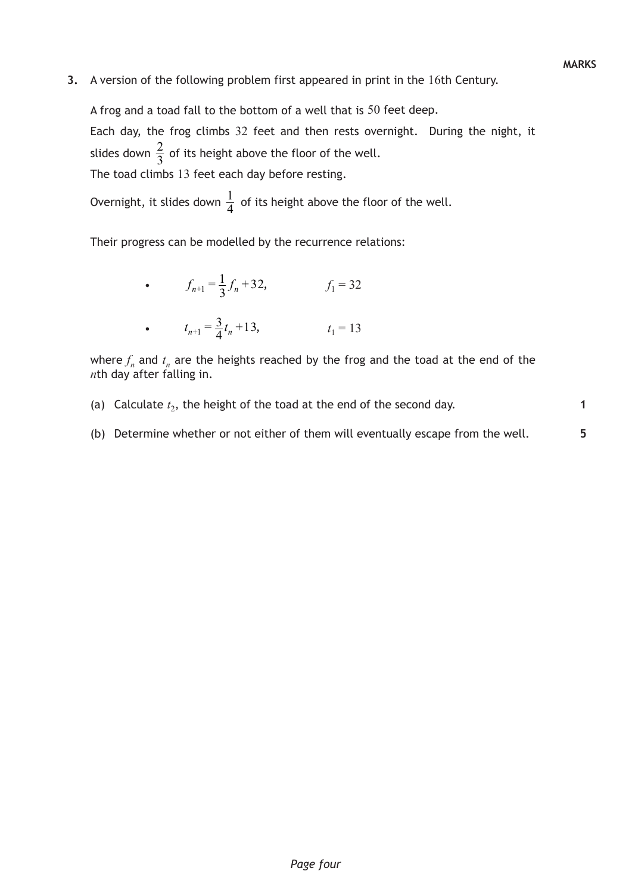**MARKS**

**3.** A version of the following problem first appeared in print in the 16th Century.

A frog and a toad fall to the bottom of a well that is 50 feet deep.

Each day, the frog climbs 32 feet and then rests overnight. During the night, it slides down $\frac{2}{3}$ of its height above the floor of the well.

The toad climbs 13 feet each day before resting.

Overnight, it slides down $\frac{1}{4}$ of its height above the floor of the well.

Their progress can be modelled by the recurrence relations:

- $f_{n+1} = \frac{1}{3} f_n + 32, \qquad f_1 = 32$
- $t_{n+1} = \frac{3}{4} t_n + 13, \qquad t_1 = 13$

where $f_n$ and $t_n$ are the heights reached by the frog and the toad at the end of the $n$th day after falling in.

(a) Calculate $t_2$, the height of the toad at the end of the second day. **1**

(b) Determine whether or not either of them will eventually escape from the well. **5**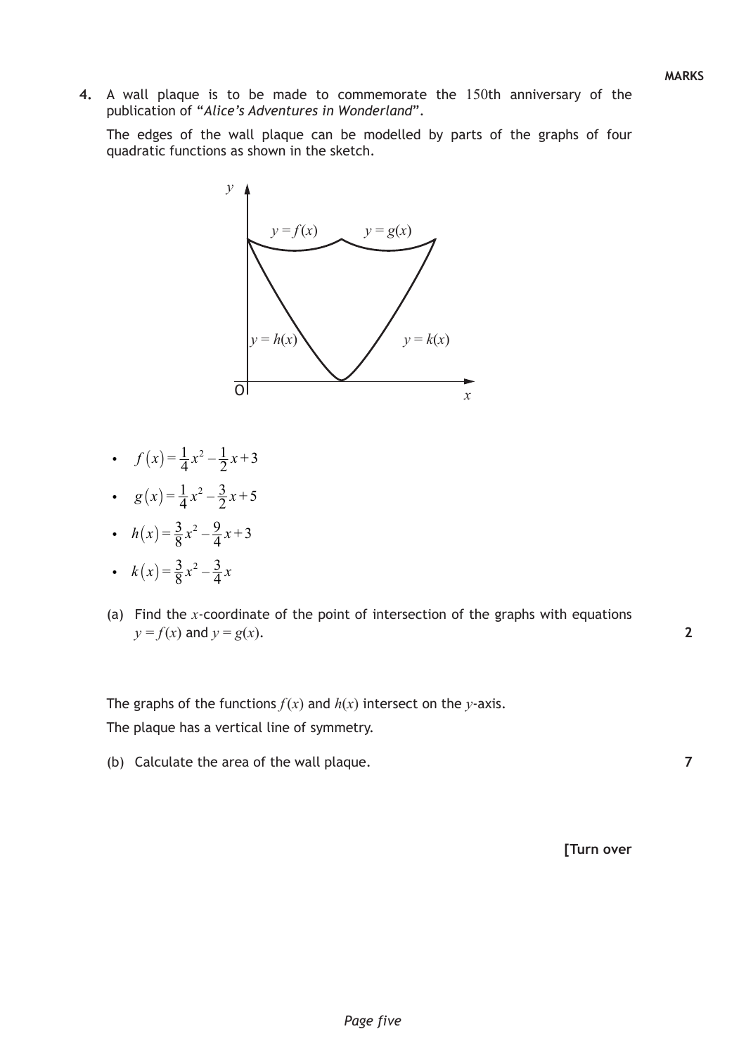**MARKS**

**4.** A wall plaque is to be made to commemorate the 150th anniversary of the publication of "*Alice's Adventures in Wonderland*".

The edges of the wall plaque can be modelled by parts of the graphs of four quadratic functions as shown in the sketch.

- $f(x) = \frac{1}{4}x^2 - \frac{1}{2}x + 3$
- $g(x) = \frac{1}{4}x^2 - \frac{3}{2}x + 5$
- $h(x) = \frac{3}{8}x^2 - \frac{9}{4}x + 3$
- $k(x) = \frac{3}{8}x^2 - \frac{3}{4}x$

(a) Find the $x$-coordinate of the point of intersection of the graphs with equations $y = f(x)$ and $y = g(x)$. **2**

The graphs of the functions $f(x)$ and $h(x)$ intersect on the $y$-axis.

The plaque has a vertical line of symmetry.

(b) Calculate the area of the wall plaque. **7**

**[Turn over**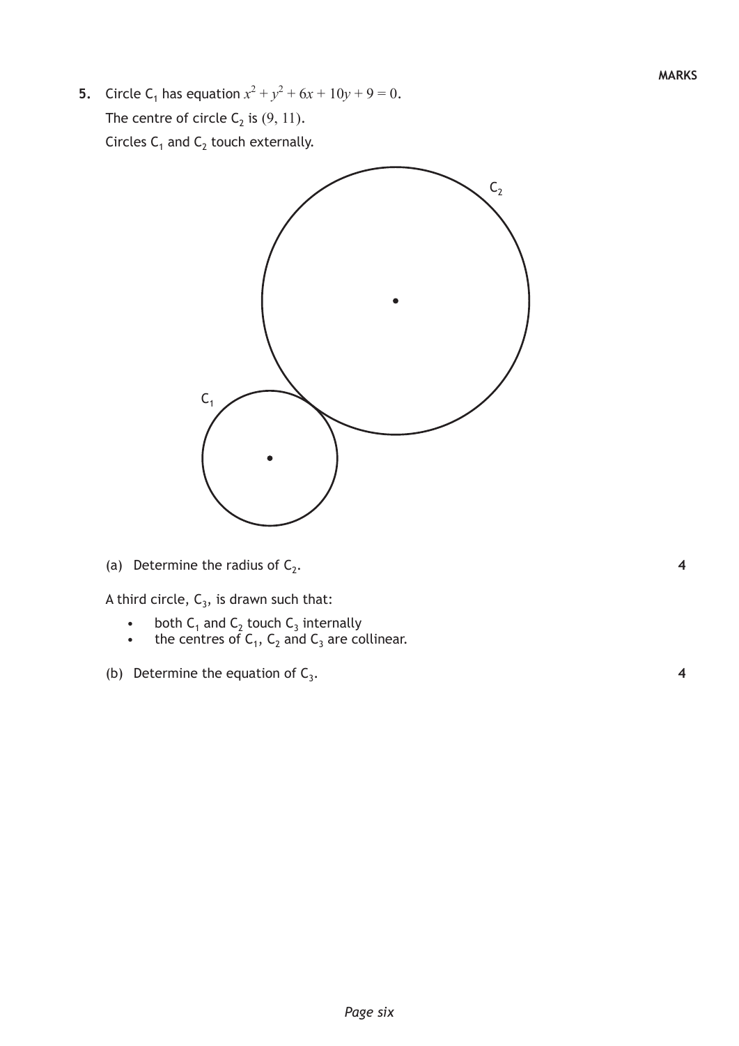**5.** Circle $C_1$ has equation $x^2 + y^2 + 6x + 10y + 9 = 0$.

The centre of circle $C_2$ is $(9, 11)$.

Circles $C_1$ and $C_2$ touch externally.

(a) Determine the radius of $C_2$. **4**

A third circle, $C_3$, is drawn such that:

- both $C_1$ and $C_2$ touch $C_3$ internally
- the centres of $C_1$, $C_2$ and $C_3$ are collinear.

(b) Determine the equation of $C_3$. **4**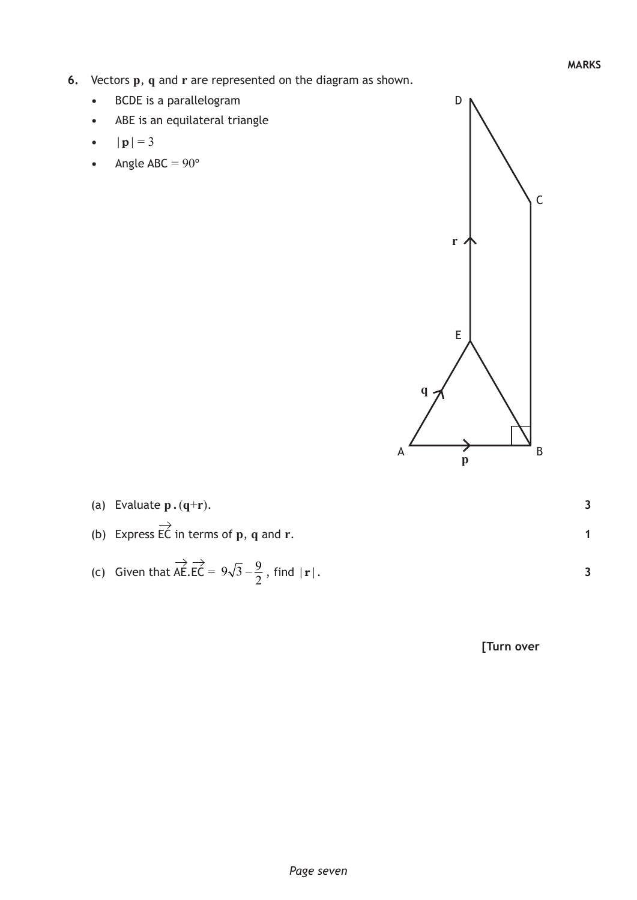MARKS

**6.** Vectors **p**, **q** and **r** are represented on the diagram as shown.

- BCDE is a parallelogram
- ABE is an equilateral triangle
- $|\mathbf{p}| = 3$
- Angle ABC $= 90°$

(a) Evaluate $\mathbf{p}.(\mathbf{q}+\mathbf{r})$. **3**

(b) Express $\overrightarrow{EC}$ in terms of **p**, **q** and **r**. **1**

(c) Given that $\overrightarrow{AE}.\overrightarrow{EC} = 9\sqrt{3} - \frac{9}{2}$, find $|\mathbf{r}|$. **3**

**[Turn over**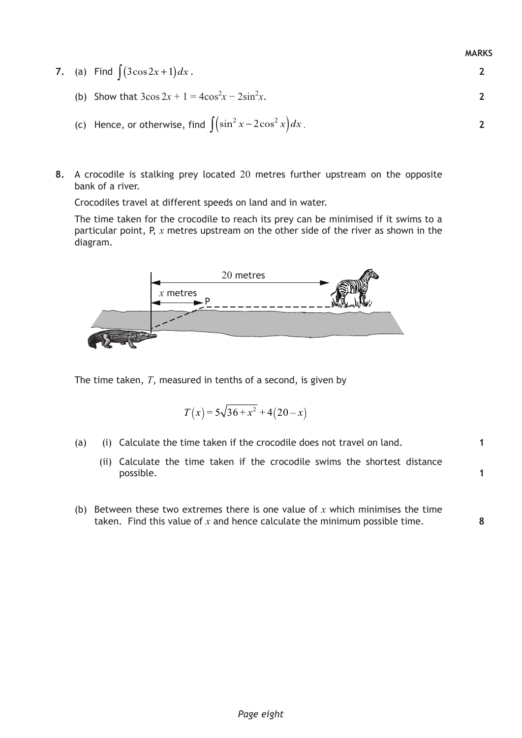**MARKS**

**7.** (a) Find $\int (3\cos 2x + 1)\,dx$. **2**

(b) Show that $3\cos 2x + 1 = 4\cos^2 x - 2\sin^2 x$. **2**

(c) Hence, or otherwise, find $\int (\sin^2 x - 2\cos^2 x)\,dx$. **2**

**8.** A crocodile is stalking prey located 20 metres further upstream on the opposite bank of a river.

Crocodiles travel at different speeds on land and in water.

The time taken for the crocodile to reach its prey can be minimised if it swims to a particular point, P, $x$ metres upstream on the other side of the river as shown in the diagram.

The time taken, $T$, measured in tenths of a second, is given by

$$T(x) = 5\sqrt{36 + x^2} + 4(20 - x)$$

(a) (i) Calculate the time taken if the crocodile does not travel on land. **1**

(ii) Calculate the time taken if the crocodile swims the shortest distance possible. **1**

(b) Between these two extremes there is one value of $x$ which minimises the time taken. Find this value of $x$ and hence calculate the minimum possible time. **8**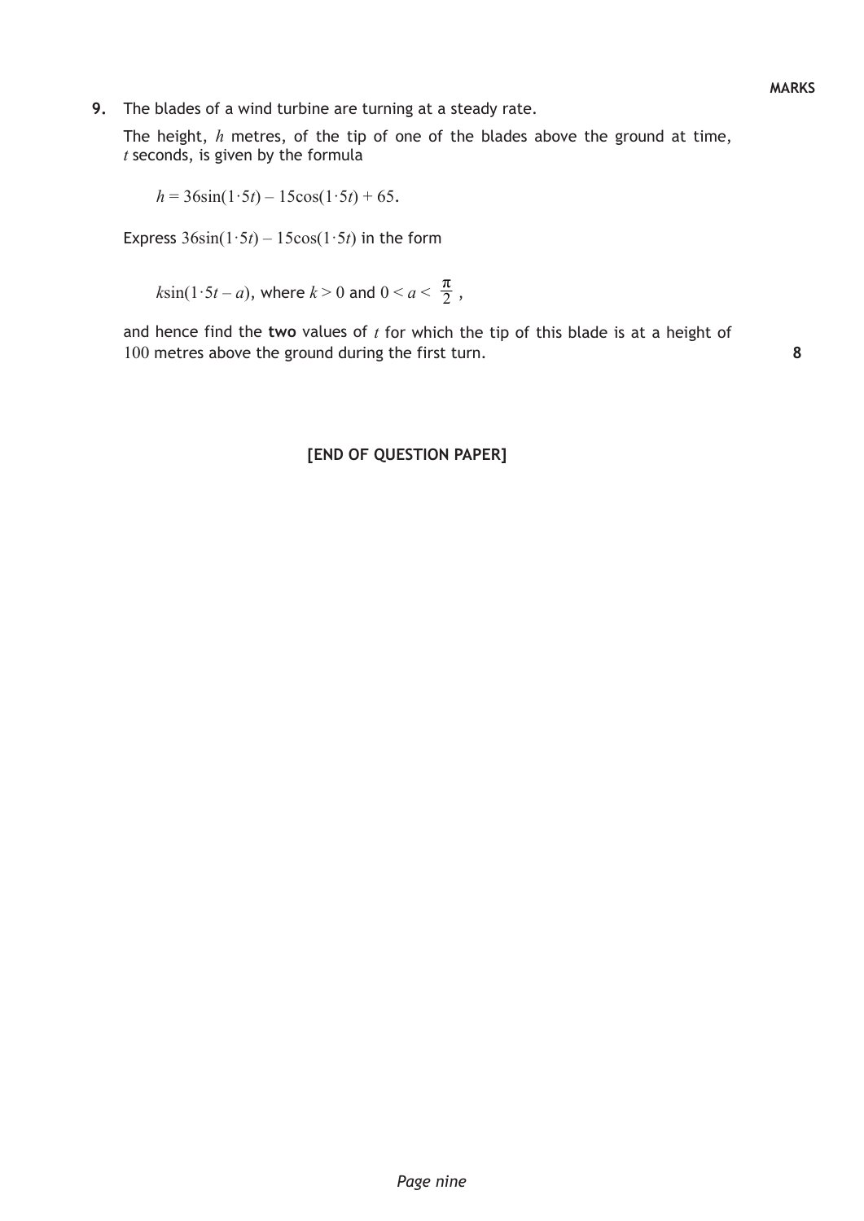**MARKS**

**9.** The blades of a wind turbine are turning at a steady rate.

The height, $h$ metres, of the tip of one of the blades above the ground at time, $t$ seconds, is given by the formula

$$h = 36\sin(1{\cdot}5t) - 15\cos(1{\cdot}5t) + 65.$$

Express $36\sin(1{\cdot}5t) - 15\cos(1{\cdot}5t)$ in the form

$$k\sin(1{\cdot}5t - a), \text{ where } k > 0 \text{ and } 0 < a < \frac{\pi}{2},$$

and hence find the **two** values of $t$ for which the tip of this blade is at a height of 100 metres above the ground during the first turn. **8**

**[END OF QUESTION PAPER]**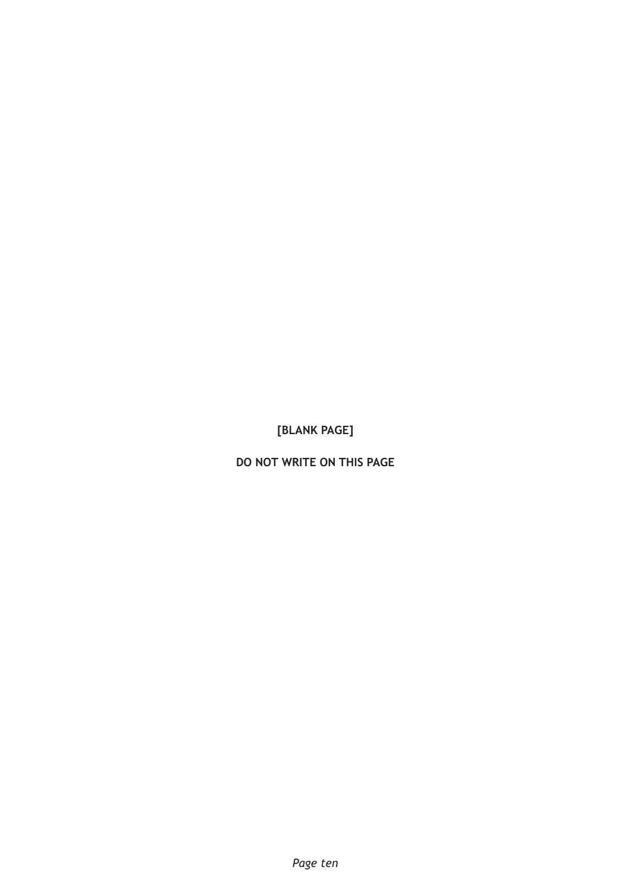[BLANK PAGE]

DO NOT WRITE ON THIS PAGE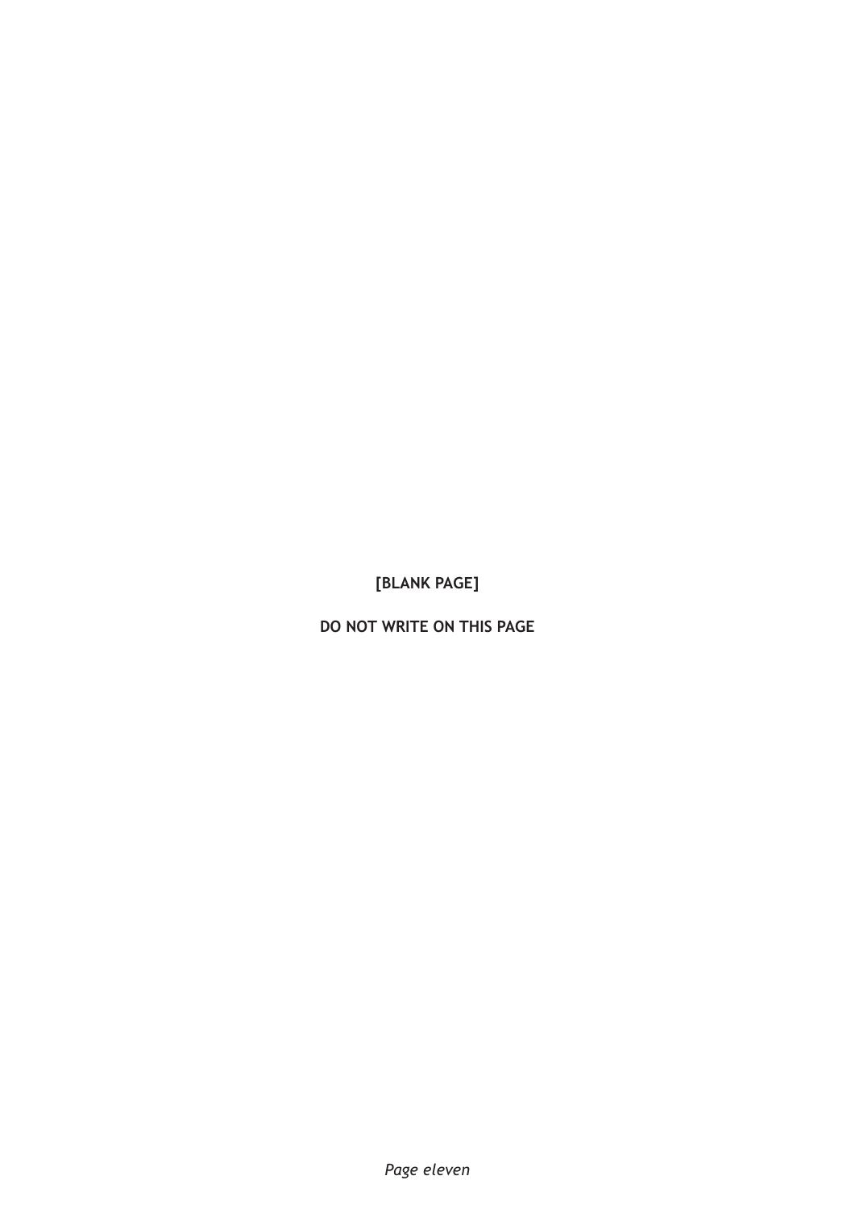**[BLANK PAGE]**

**DO NOT WRITE ON THIS PAGE**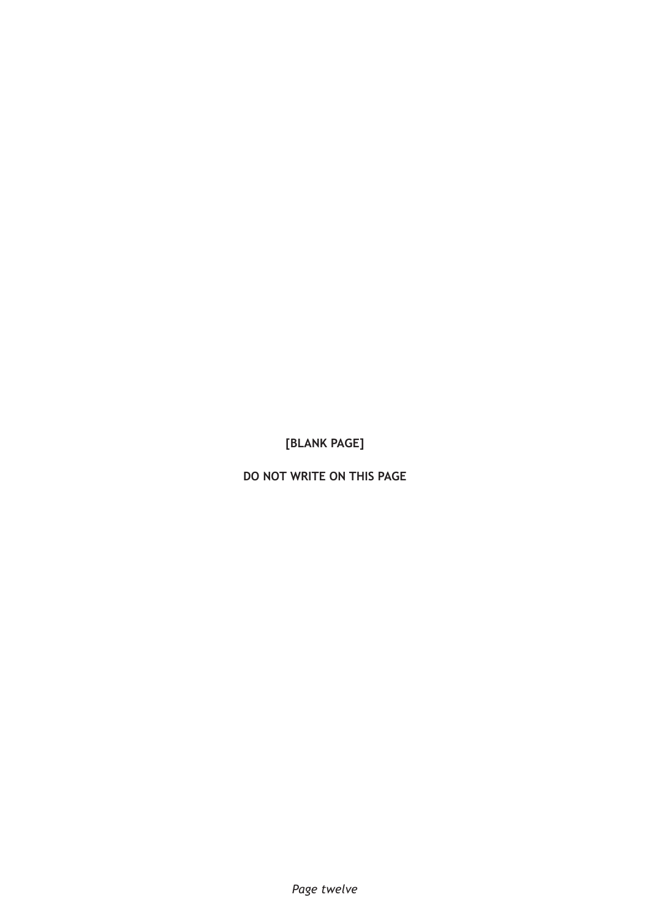[BLANK PAGE]

DO NOT WRITE ON THIS PAGE